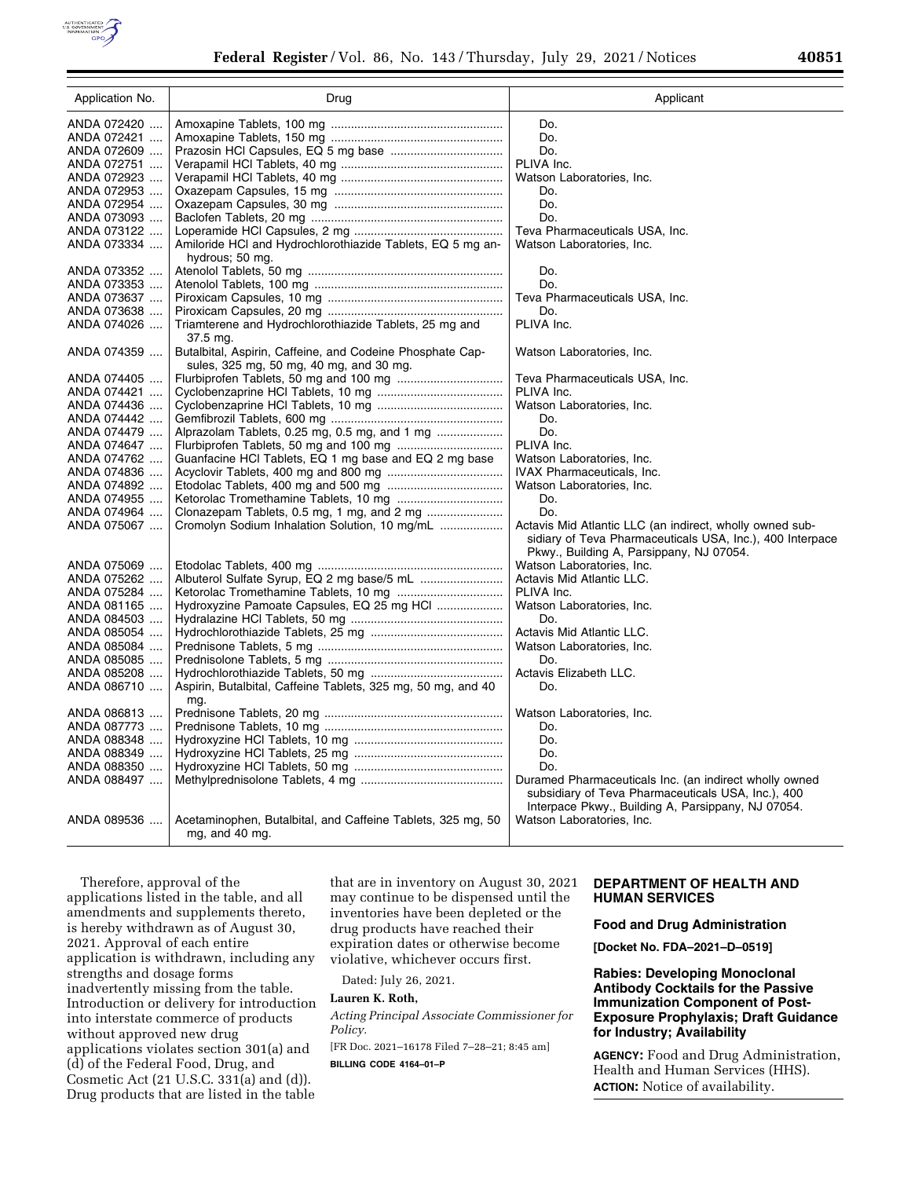| Application No. | Drug | Applicant |
|---|---|---|
| ANDA 072420 | Amoxapine Tablets, 100 mg | Do. |
| ANDA 072421 | Amoxapine Tablets, 150 mg | Do. |
| ANDA 072609 | Prazosin HCl Capsules, EQ 5 mg base | Do. |
| ANDA 072751 | Verapamil HCl Tablets, 40 mg | PLIVA Inc. |
| ANDA 072923 | Verapamil HCl Tablets, 40 mg | Watson Laboratories, Inc. |
| ANDA 072953 | Oxazepam Capsules, 15 mg | Do. |
| ANDA 072954 | Oxazepam Capsules, 30 mg | Do. |
| ANDA 073093 | Baclofen Tablets, 20 mg | Do. |
| ANDA 073122 | Loperamide HCl Capsules, 2 mg | Teva Pharmaceuticals USA, Inc. |
| ANDA 073334 | Amiloride HCl and Hydrochlorothiazide Tablets, EQ 5 mg anhydrous; 50 mg. | Watson Laboratories, Inc. |
| ANDA 073352 | Atenolol Tablets, 50 mg | Do. |
| ANDA 073353 | Atenolol Tablets, 100 mg | Do. |
| ANDA 073637 | Piroxicam Capsules, 10 mg | Teva Pharmaceuticals USA, Inc. |
| ANDA 073638 | Piroxicam Capsules, 20 mg | Do. |
| ANDA 074026 | Triamterene and Hydrochlorothiazide Tablets, 25 mg and 37.5 mg. | PLIVA Inc. |
| ANDA 074359 | Butalbital, Aspirin, Caffeine, and Codeine Phosphate Capsules, 325 mg, 50 mg, 40 mg, and 30 mg. | Watson Laboratories, Inc. |
| ANDA 074405 | Flurbiprofen Tablets, 50 mg and 100 mg | Teva Pharmaceuticals USA, Inc. |
| ANDA 074421 | Cyclobenzaprine HCl Tablets, 10 mg | PLIVA Inc. |
| ANDA 074436 | Cyclobenzaprine HCl Tablets, 10 mg | Watson Laboratories, Inc. |
| ANDA 074442 | Gemfibrozil Tablets, 600 mg | Do. |
| ANDA 074479 | Alprazolam Tablets, 0.25 mg, 0.5 mg, and 1 mg | Do. |
| ANDA 074647 | Flurbiprofen Tablets, 50 mg and 100 mg | PLIVA Inc. |
| ANDA 074762 | Guanfacine HCl Tablets, EQ 1 mg base and EQ 2 mg base | Watson Laboratories, Inc. |
| ANDA 074836 | Acyclovir Tablets, 400 mg and 800 mg | IVAX Pharmaceuticals, Inc. |
| ANDA 074892 | Etodolac Tablets, 400 mg and 500 mg | Watson Laboratories, Inc. |
| ANDA 074955 | Ketorolac Tromethamine Tablets, 10 mg | Do. |
| ANDA 074964 | Clonazepam Tablets, 0.5 mg, 1 mg, and 2 mg | Do. |
| ANDA 075067 | Cromolyn Sodium Inhalation Solution, 10 mg/mL | Actavis Mid Atlantic LLC (an indirect, wholly owned subsidiary of Teva Pharmaceuticals USA, Inc.), 400 Interpace Pkwy., Building A, Parsippany, NJ 07054. |
| ANDA 075069 | Etodolac Tablets, 400 mg | Watson Laboratories, Inc. |
| ANDA 075262 | Albuterol Sulfate Syrup, EQ 2 mg base/5 mL | Actavis Mid Atlantic LLC. |
| ANDA 075284 | Ketorolac Tromethamine Tablets, 10 mg | PLIVA Inc. |
| ANDA 081165 | Hydroxyzine Pamoate Capsules, EQ 25 mg HCl | Watson Laboratories, Inc. |
| ANDA 084503 | Hydralazine HCl Tablets, 50 mg | Do. |
| ANDA 085054 | Hydrochlorothiazide Tablets, 25 mg | Actavis Mid Atlantic LLC. |
| ANDA 085084 | Prednisone Tablets, 5 mg | Watson Laboratories, Inc. |
| ANDA 085085 | Prednisolone Tablets, 5 mg | Do. |
| ANDA 085208 | Hydrochlorothiazide Tablets, 50 mg | Actavis Elizabeth LLC. |
| ANDA 086710 | Aspirin, Butalbital, Caffeine Tablets, 325 mg, 50 mg, and 40 mg. | Do. |
| ANDA 086813 | Prednisone Tablets, 20 mg | Watson Laboratories, Inc. |
| ANDA 087773 | Prednisone Tablets, 10 mg | Do. |
| ANDA 088348 | Hydroxyzine HCl Tablets, 10 mg | Do. |
| ANDA 088349 | Hydroxyzine HCl Tablets, 25 mg | Do. |
| ANDA 088350 | Hydroxyzine HCl Tablets, 50 mg | Do. |
| ANDA 088497 | Methylprednisolone Tablets, 4 mg | Duramed Pharmaceuticals Inc. (an indirect wholly owned subsidiary of Teva Pharmaceuticals USA, Inc.), 400 Interpace Pkwy., Building A, Parsippany, NJ 07054. |
| ANDA 089536 | Acetaminophen, Butalbital, and Caffeine Tablets, 325 mg, 50 mg, and 40 mg. | Watson Laboratories, Inc. |

Therefore, approval of the applications listed in the table, and all amendments and supplements thereto, is hereby withdrawn as of August 30, 2021. Approval of each entire application is withdrawn, including any strengths and dosage forms inadvertently missing from the table. Introduction or delivery for introduction into interstate commerce of products without approved new drug applications violates section 301(a) and (d) of the Federal Food, Drug, and Cosmetic Act (21 U.S.C. 331(a) and (d)). Drug products that are listed in the table that are in inventory on August 30, 2021 may continue to be dispensed until the inventories have been depleted or the drug products have reached their expiration dates or otherwise become violative, whichever occurs first.

Dated: July 26, 2021.

**Lauren K. Roth,**

*Acting Principal Associate Commissioner for Policy.*

[FR Doc. 2021–16178 Filed 7–28–21; 8:45 am]

**BILLING CODE 4164–01–P**

## DEPARTMENT OF HEALTH AND HUMAN SERVICES

### Food and Drug Administration

**[Docket No. FDA–2021–D–0519]**

### Rabies: Developing Monoclonal Antibody Cocktails for the Passive Immunization Component of Post-Exposure Prophylaxis; Draft Guidance for Industry; Availability

**AGENCY:** Food and Drug Administration, Health and Human Services (HHS).

**ACTION:** Notice of availability.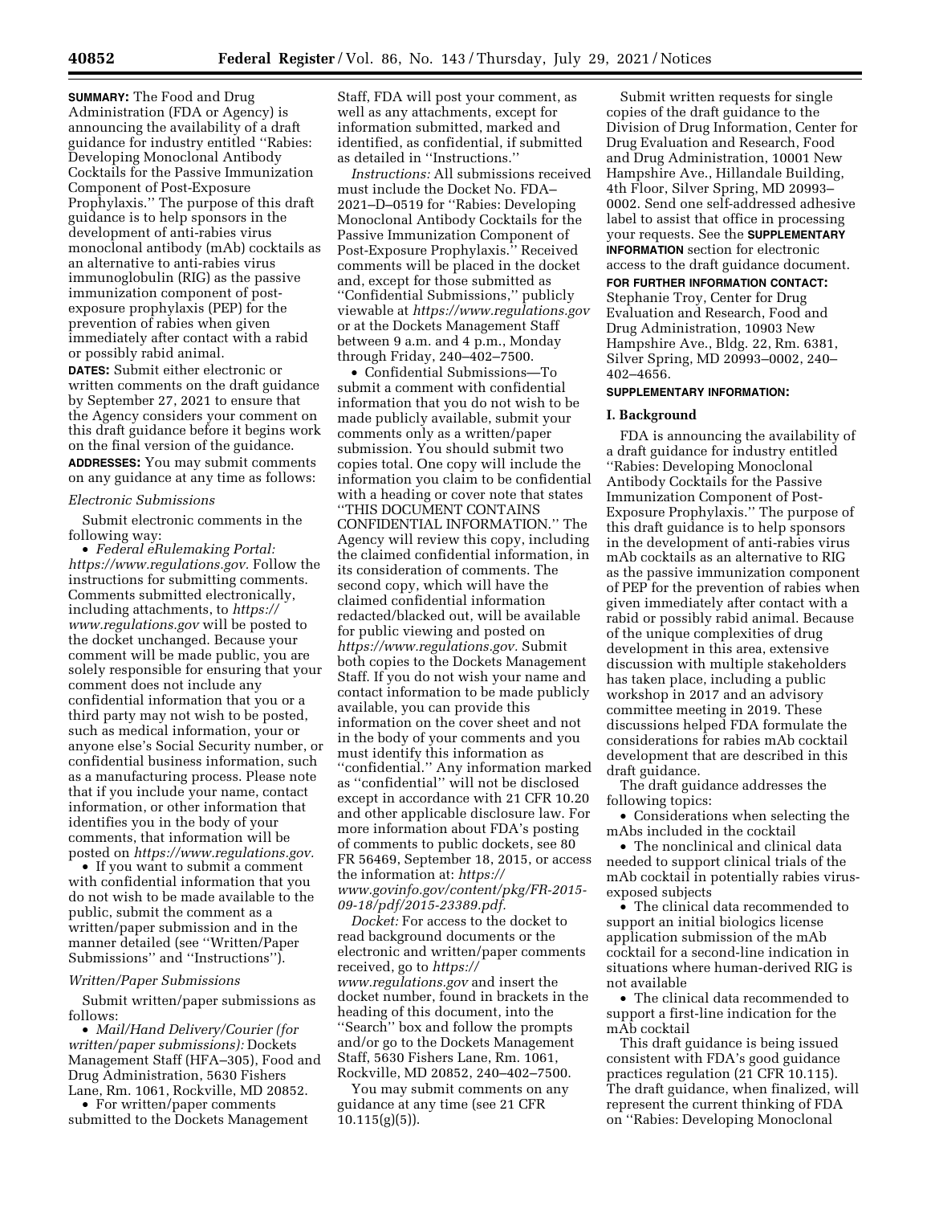**SUMMARY:** The Food and Drug Administration (FDA or Agency) is announcing the availability of a draft guidance for industry entitled ''Rabies: Developing Monoclonal Antibody Cocktails for the Passive Immunization Component of Post-Exposure Prophylaxis.'' The purpose of this draft guidance is to help sponsors in the development of anti-rabies virus monoclonal antibody (mAb) cocktails as an alternative to anti-rabies virus immunoglobulin (RIG) as the passive immunization component of post-exposure prophylaxis (PEP) for the prevention of rabies when given immediately after contact with a rabid or possibly rabid animal.

**DATES:** Submit either electronic or written comments on the draft guidance by September 27, 2021 to ensure that the Agency considers your comment on this draft guidance before it begins work on the final version of the guidance.

**ADDRESSES:** You may submit comments on any guidance at any time as follows:

*Electronic Submissions*

Submit electronic comments in the following way:

- *Federal eRulemaking Portal: https://www.regulations.gov.* Follow the instructions for submitting comments. Comments submitted electronically, including attachments, to *https://www.regulations.gov* will be posted to the docket unchanged. Because your comment will be made public, you are solely responsible for ensuring that your comment does not include any confidential information that you or a third party may not wish to be posted, such as medical information, your or anyone else's Social Security number, or confidential business information, such as a manufacturing process. Please note that if you include your name, contact information, or other information that identifies you in the body of your comments, that information will be posted on *https://www.regulations.gov.*
- If you want to submit a comment with confidential information that you do not wish to be made available to the public, submit the comment as a written/paper submission and in the manner detailed (see ''Written/Paper Submissions'' and ''Instructions'').

*Written/Paper Submissions*

Submit written/paper submissions as follows:

- *Mail/Hand Delivery/Courier (for written/paper submissions):* Dockets Management Staff (HFA–305), Food and Drug Administration, 5630 Fishers Lane, Rm. 1061, Rockville, MD 20852.
- For written/paper comments submitted to the Dockets Management Staff, FDA will post your comment, as well as any attachments, except for information submitted, marked and identified, as confidential, if submitted as detailed in ''Instructions.''

*Instructions:* All submissions received must include the Docket No. FDA–2021–D–0519 for ''Rabies: Developing Monoclonal Antibody Cocktails for the Passive Immunization Component of Post-Exposure Prophylaxis.'' Received comments will be placed in the docket and, except for those submitted as ''Confidential Submissions,'' publicly viewable at *https://www.regulations.gov* or at the Dockets Management Staff between 9 a.m. and 4 p.m., Monday through Friday, 240–402–7500.

- Confidential Submissions—To submit a comment with confidential information that you do not wish to be made publicly available, submit your comments only as a written/paper submission. You should submit two copies total. One copy will include the information you claim to be confidential with a heading or cover note that states ''THIS DOCUMENT CONTAINS CONFIDENTIAL INFORMATION.'' The Agency will review this copy, including the claimed confidential information, in its consideration of comments. The second copy, which will have the claimed confidential information redacted/blacked out, will be available for public viewing and posted on *https://www.regulations.gov.* Submit both copies to the Dockets Management Staff. If you do not wish your name and contact information to be made publicly available, you can provide this information on the cover sheet and not in the body of your comments and you must identify this information as ''confidential.'' Any information marked as ''confidential'' will not be disclosed except in accordance with 21 CFR 10.20 and other applicable disclosure law. For more information about FDA's posting of comments to public dockets, see 80 FR 56469, September 18, 2015, or access the information at: *https://www.govinfo.gov/content/pkg/FR-2015-09-18/pdf/2015-23389.pdf.*

*Docket:* For access to the docket to read background documents or the electronic and written/paper comments received, go to *https://www.regulations.gov* and insert the docket number, found in brackets in the heading of this document, into the ''Search'' box and follow the prompts and/or go to the Dockets Management Staff, 5630 Fishers Lane, Rm. 1061, Rockville, MD 20852, 240–402–7500.

You may submit comments on any guidance at any time (see 21 CFR 10.115(g)(5)).

Submit written requests for single copies of the draft guidance to the Division of Drug Information, Center for Drug Evaluation and Research, Food and Drug Administration, 10001 New Hampshire Ave., Hillandale Building, 4th Floor, Silver Spring, MD 20993–0002. Send one self-addressed adhesive label to assist that office in processing your requests. See the **SUPPLEMENTARY INFORMATION** section for electronic access to the draft guidance document.

**FOR FURTHER INFORMATION CONTACT:** Stephanie Troy, Center for Drug Evaluation and Research, Food and Drug Administration, 10903 New Hampshire Ave., Bldg. 22, Rm. 6381, Silver Spring, MD 20993–0002, 240–402–4656.

**SUPPLEMENTARY INFORMATION:**

## I. Background

FDA is announcing the availability of a draft guidance for industry entitled ''Rabies: Developing Monoclonal Antibody Cocktails for the Passive Immunization Component of Post-Exposure Prophylaxis.'' The purpose of this draft guidance is to help sponsors in the development of anti-rabies virus mAb cocktails as an alternative to RIG as the passive immunization component of PEP for the prevention of rabies when given immediately after contact with a rabid or possibly rabid animal. Because of the unique complexities of drug development in this area, extensive discussion with multiple stakeholders has taken place, including a public workshop in 2017 and an advisory committee meeting in 2019. These discussions helped FDA formulate the considerations for rabies mAb cocktail development that are described in this draft guidance.

The draft guidance addresses the following topics:

- Considerations when selecting the mAbs included in the cocktail
- The nonclinical and clinical data needed to support clinical trials of the mAb cocktail in potentially rabies virus-exposed subjects
- The clinical data recommended to support an initial biologics license application submission of the mAb cocktail for a second-line indication in situations where human-derived RIG is not available
- The clinical data recommended to support a first-line indication for the mAb cocktail

This draft guidance is being issued consistent with FDA's good guidance practices regulation (21 CFR 10.115). The draft guidance, when finalized, will represent the current thinking of FDA on ''Rabies: Developing Monoclonal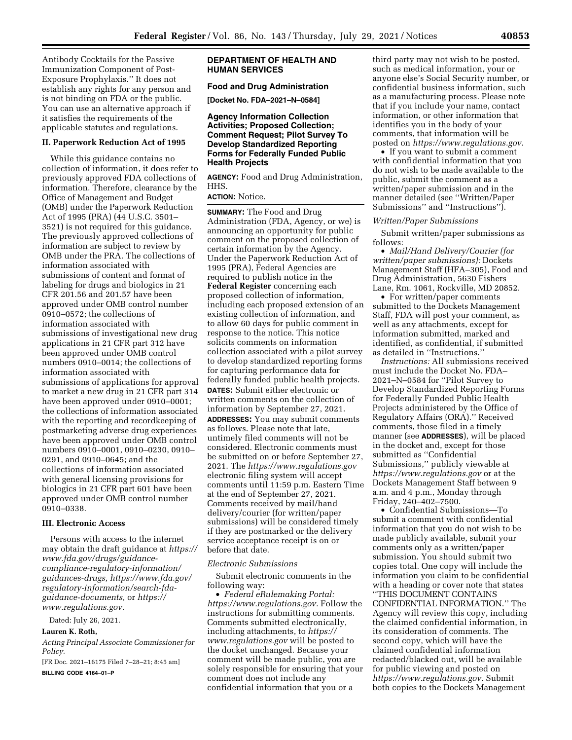Antibody Cocktails for the Passive Immunization Component of Post-Exposure Prophylaxis.'' It does not establish any rights for any person and is not binding on FDA or the public. You can use an alternative approach if it satisfies the requirements of the applicable statutes and regulations.

### II. Paperwork Reduction Act of 1995

While this guidance contains no collection of information, it does refer to previously approved FDA collections of information. Therefore, clearance by the Office of Management and Budget (OMB) under the Paperwork Reduction Act of 1995 (PRA) (44 U.S.C. 3501–3521) is not required for this guidance. The previously approved collections of information are subject to review by OMB under the PRA. The collections of information associated with submissions of content and format of labeling for drugs and biologics in 21 CFR 201.56 and 201.57 have been approved under OMB control number 0910–0572; the collections of information associated with submissions of investigational new drug applications in 21 CFR part 312 have been approved under OMB control numbers 0910–0014; the collections of information associated with submissions of applications for approval to market a new drug in 21 CFR part 314 have been approved under 0910–0001; the collections of information associated with the reporting and recordkeeping of postmarketing adverse drug experiences have been approved under OMB control numbers 0910–0001, 0910–0230, 0910–0291, and 0910–0645; and the collections of information associated with general licensing provisions for biologics in 21 CFR part 601 have been approved under OMB control number 0910–0338.

### III. Electronic Access

Persons with access to the internet may obtain the draft guidance at *https://www.fda.gov/drugs/guidance-compliance-regulatory-information/guidances-drugs, https://www.fda.gov/regulatory-information/search-fda-guidance-documents,* or *https://www.regulations.gov.*

Dated: July 26, 2021.

**Lauren K. Roth,**

*Acting Principal Associate Commissioner for Policy.*

[FR Doc. 2021–16175 Filed 7–28–21; 8:45 am]

**BILLING CODE 4164–01–P**

## DEPARTMENT OF HEALTH AND HUMAN SERVICES

### Food and Drug Administration

**[Docket No. FDA–2021–N–0584]**

### Agency Information Collection Activities; Proposed Collection; Comment Request; Pilot Survey To Develop Standardized Reporting Forms for Federally Funded Public Health Projects

**AGENCY:** Food and Drug Administration, HHS.

**ACTION:** Notice.

**SUMMARY:** The Food and Drug Administration (FDA, Agency, or we) is announcing an opportunity for public comment on the proposed collection of certain information by the Agency. Under the Paperwork Reduction Act of 1995 (PRA), Federal Agencies are required to publish notice in the **Federal Register** concerning each proposed collection of information, including each proposed extension of an existing collection of information, and to allow 60 days for public comment in response to the notice. This notice solicits comments on information collection associated with a pilot survey to develop standardized reporting forms for capturing performance data for federally funded public health projects.

**DATES:** Submit either electronic or written comments on the collection of information by September 27, 2021.

**ADDRESSES:** You may submit comments as follows. Please note that late, untimely filed comments will not be considered. Electronic comments must be submitted on or before September 27, 2021. The *https://www.regulations.gov* electronic filing system will accept comments until 11:59 p.m. Eastern Time at the end of September 27, 2021. Comments received by mail/hand delivery/courier (for written/paper submissions) will be considered timely if they are postmarked or the delivery service acceptance receipt is on or before that date.

*Electronic Submissions*

Submit electronic comments in the following way:

- *Federal eRulemaking Portal: https://www.regulations.gov.* Follow the instructions for submitting comments. Comments submitted electronically, including attachments, to *https://www.regulations.gov* will be posted to the docket unchanged. Because your comment will be made public, you are solely responsible for ensuring that your comment does not include any confidential information that you or a third party may not wish to be posted, such as medical information, your or anyone else's Social Security number, or confidential business information, such as a manufacturing process. Please note that if you include your name, contact information, or other information that identifies you in the body of your comments, that information will be posted on *https://www.regulations.gov.*
- If you want to submit a comment with confidential information that you do not wish to be made available to the public, submit the comment as a written/paper submission and in the manner detailed (see ''Written/Paper Submissions'' and ''Instructions'').

*Written/Paper Submissions*

Submit written/paper submissions as follows:

- *Mail/Hand Delivery/Courier (for written/paper submissions):* Dockets Management Staff (HFA–305), Food and Drug Administration, 5630 Fishers Lane, Rm. 1061, Rockville, MD 20852.
- For written/paper comments submitted to the Dockets Management Staff, FDA will post your comment, as well as any attachments, except for information submitted, marked and identified, as confidential, if submitted as detailed in ''Instructions.''

*Instructions:* All submissions received must include the Docket No. FDA–2021–N–0584 for ''Pilot Survey to Develop Standardized Reporting Forms for Federally Funded Public Health Projects administered by the Office of Regulatory Affairs (ORA).'' Received comments, those filed in a timely manner (see **ADDRESSES**), will be placed in the docket and, except for those submitted as ''Confidential Submissions,'' publicly viewable at *https://www.regulations.gov* or at the Dockets Management Staff between 9 a.m. and 4 p.m., Monday through Friday, 240–402–7500.

- Confidential Submissions—To submit a comment with confidential information that you do not wish to be made publicly available, submit your comments only as a written/paper submission. You should submit two copies total. One copy will include the information you claim to be confidential with a heading or cover note that states ''THIS DOCUMENT CONTAINS CONFIDENTIAL INFORMATION.'' The Agency will review this copy, including the claimed confidential information, in its consideration of comments. The second copy, which will have the claimed confidential information redacted/blacked out, will be available for public viewing and posted on *https://www.regulations.gov.* Submit both copies to the Dockets Management